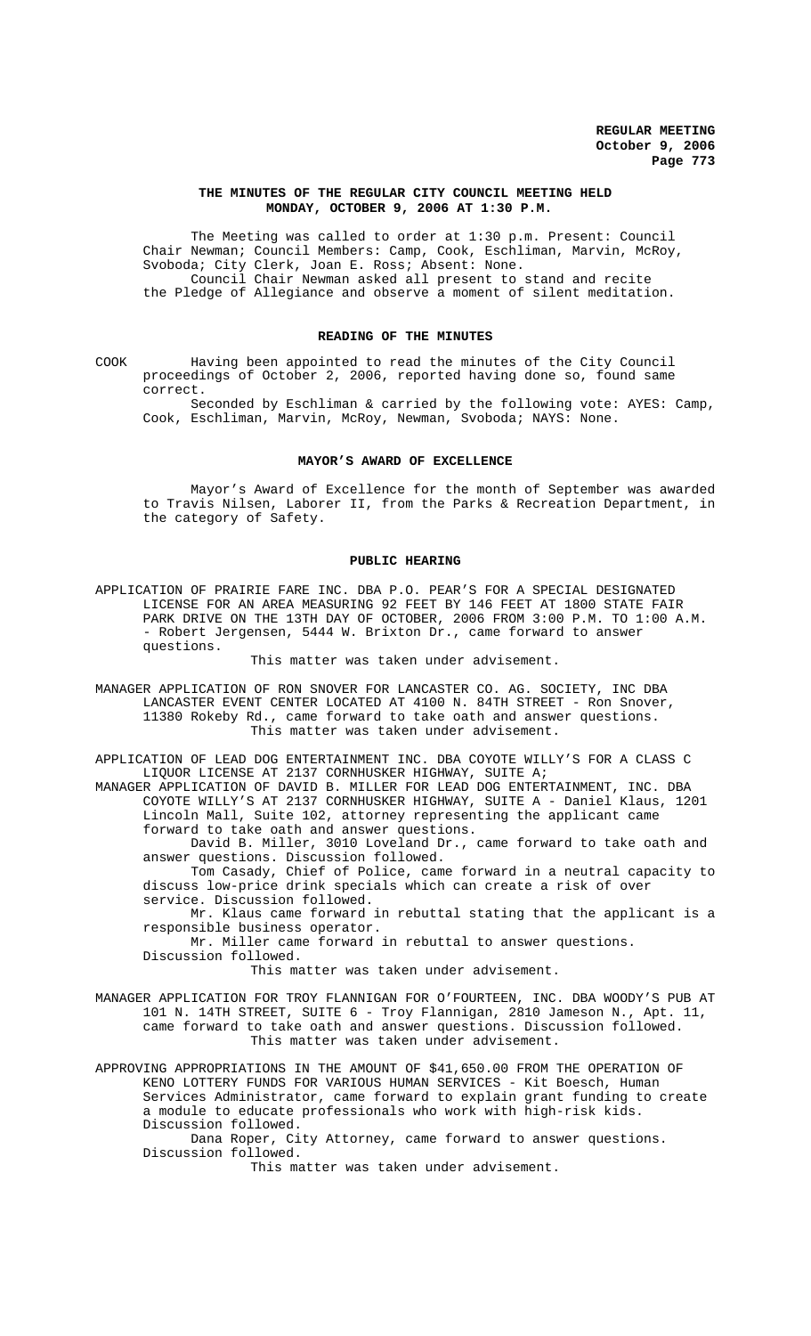**THE MINUTES OF THE REGULAR CITY COUNCIL MEETING HELD MONDAY, OCTOBER 9, 2006 AT 1:30 P.M.**

The Meeting was called to order at 1:30 p.m. Present: Council Chair Newman; Council Members: Camp, Cook, Eschliman, Marvin, McRoy, Svoboda; City Clerk, Joan E. Ross; Absent: None.

Council Chair Newman asked all present to stand and recite the Pledge of Allegiance and observe a moment of silent meditation.

## READING OF THE MINUTES

COOK Having been appointed to read the minutes of the City Council proceedings of October 2, 2006, reported having done so, found same correct.

Seconded by Eschliman & carried by the following vote: AYES: Camp, Cook, Eschliman, Marvin, McRoy, Newman, Svoboda; NAYS: None.

## MAYOR'S AWARD OF EXCELLENCE

Mayor's Award of Excellence for the month of September was awarded to Travis Nilsen, Laborer II, from the Parks & Recreation Department, in the category of Safety.

## PUBLIC HEARING

APPLICATION OF PRAIRIE FARE INC. DBA P.O. PEAR'S FOR A SPECIAL DESIGNATED LICENSE FOR AN AREA MEASURING 92 FEET BY 146 FEET AT 1800 STATE FAIR PARK DRIVE ON THE 13TH DAY OF OCTOBER, 2006 FROM 3:00 P.M. TO 1:00 A.M. - Robert Jergensen, 5444 W. Brixton Dr., came forward to answer questions.

This matter was taken under advisement.

MANAGER APPLICATION OF RON SNOVER FOR LANCASTER CO. AG. SOCIETY, INC DBA LANCASTER EVENT CENTER LOCATED AT 4100 N. 84TH STREET - Ron Snover, 11380 Rokeby Rd., came forward to take oath and answer questions.

This matter was taken under advisement.

APPLICATION OF LEAD DOG ENTERTAINMENT INC. DBA COYOTE WILLY'S FOR A CLASS C LIQUOR LICENSE AT 2137 CORNHUSKER HIGHWAY, SUITE A;

MANAGER APPLICATION OF DAVID B. MILLER FOR LEAD DOG ENTERTAINMENT, INC. DBA COYOTE WILLY'S AT 2137 CORNHUSKER HIGHWAY, SUITE A - Daniel Klaus, 1201 Lincoln Mall, Suite 102, attorney representing the applicant came forward to take oath and answer questions.

David B. Miller, 3010 Loveland Dr., came forward to take oath and answer questions. Discussion followed.

Tom Casady, Chief of Police, came forward in a neutral capacity to discuss low-price drink specials which can create a risk of over service. Discussion followed.

Mr. Klaus came forward in rebuttal stating that the applicant is a responsible business operator.

Mr. Miller came forward in rebuttal to answer questions. Discussion followed.

This matter was taken under advisement.

MANAGER APPLICATION FOR TROY FLANNIGAN FOR O'FOURTEEN, INC. DBA WOODY'S PUB AT 101 N. 14TH STREET, SUITE 6 - Troy Flannigan, 2810 Jameson N., Apt. 11, came forward to take oath and answer questions. Discussion followed.

This matter was taken under advisement.

APPROVING APPROPRIATIONS IN THE AMOUNT OF $41,650.00 FROM THE OPERATION OF KENO LOTTERY FUNDS FOR VARIOUS HUMAN SERVICES - Kit Boesch, Human Services Administrator, came forward to explain grant funding to create a module to educate professionals who work with high-risk kids. Discussion followed.

Dana Roper, City Attorney, came forward to answer questions. Discussion followed.

This matter was taken under advisement.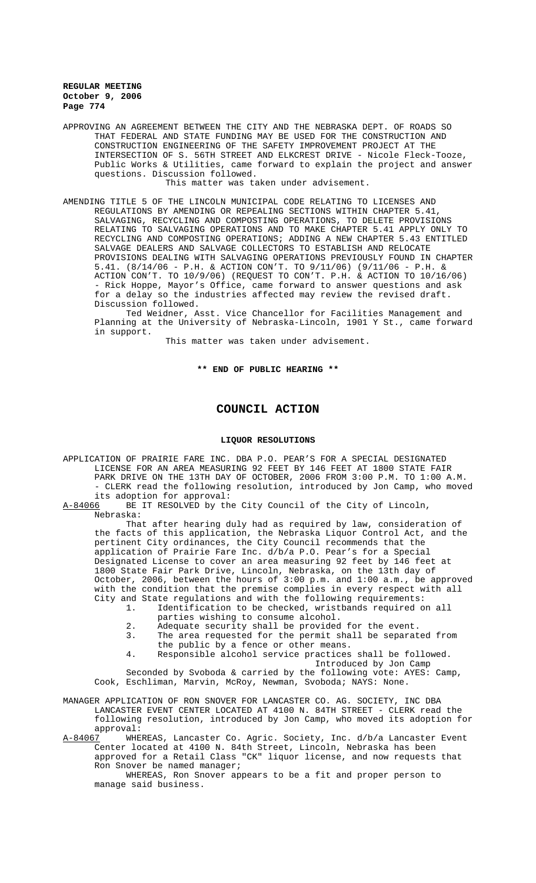APPROVING AN AGREEMENT BETWEEN THE CITY AND THE NEBRASKA DEPT. OF ROADS SO THAT FEDERAL AND STATE FUNDING MAY BE USED FOR THE CONSTRUCTION AND CONSTRUCTION ENGINEERING OF THE SAFETY IMPROVEMENT PROJECT AT THE INTERSECTION OF S. 56TH STREET AND ELKCREST DRIVE - Nicole Fleck-Tooze, Public Works & Utilities, came forward to explain the project and answer questions. Discussion followed.

This matter was taken under advisement.

AMENDING TITLE 5 OF THE LINCOLN MUNICIPAL CODE RELATING TO LICENSES AND REGULATIONS BY AMENDING OR REPEALING SECTIONS WITHIN CHAPTER 5.41, SALVAGING, RECYCLING AND COMPOSTING OPERATIONS, TO DELETE PROVISIONS RELATING TO SALVAGING OPERATIONS AND TO MAKE CHAPTER 5.41 APPLY ONLY TO RECYCLING AND COMPOSTING OPERATIONS; ADDING A NEW CHAPTER 5.43 ENTITLED SALVAGE DEALERS AND SALVAGE COLLECTORS TO ESTABLISH AND RELOCATE PROVISIONS DEALING WITH SALVAGING OPERATIONS PREVIOUSLY FOUND IN CHAPTER 5.41. (8/14/06 - P.H. & ACTION CON'T. TO 9/11/06) (9/11/06 - P.H. & ACTION CON'T. TO 10/9/06) (REQUEST TO CON'T. P.H. & ACTION TO 10/16/06) - Rick Hoppe, Mayor's Office, came forward to answer questions and ask for a delay so the industries affected may review the revised draft. Discussion followed.

Ted Weidner, Asst. Vice Chancellor for Facilities Management and Planning at the University of Nebraska-Lincoln, 1901 Y St., came forward in support.

This matter was taken under advisement.

**\*\* END OF PUBLIC HEARING \*\***

# COUNCIL ACTION

## LIQUOR RESOLUTIONS

APPLICATION OF PRAIRIE FARE INC. DBA P.O. PEAR'S FOR A SPECIAL DESIGNATED LICENSE FOR AN AREA MEASURING 92 FEET BY 146 FEET AT 1800 STATE FAIR PARK DRIVE ON THE 13TH DAY OF OCTOBER, 2006 FROM 3:00 P.M. TO 1:00 A.M. - CLERK read the following resolution, introduced by Jon Camp, who moved its adoption for approval:

A-84066 BE IT RESOLVED by the City Council of the City of Lincoln, Nebraska:

That after hearing duly had as required by law, consideration of the facts of this application, the Nebraska Liquor Control Act, and the pertinent City ordinances, the City Council recommends that the application of Prairie Fare Inc. d/b/a P.O. Pear's for a Special Designated License to cover an area measuring 92 feet by 146 feet at 1800 State Fair Park Drive, Lincoln, Nebraska, on the 13th day of October, 2006, between the hours of 3:00 p.m. and 1:00 a.m., be approved with the condition that the premise complies in every respect with all City and State regulations and with the following requirements:

1. Identification to be checked, wristbands required on all parties wishing to consume alcohol.
2. Adequate security shall be provided for the event.
3. The area requested for the permit shall be separated from the public by a fence or other means.
4. Responsible alcohol service practices shall be followed.

Introduced by Jon Camp

Seconded by Svoboda & carried by the following vote: AYES: Camp, Cook, Eschliman, Marvin, McRoy, Newman, Svoboda; NAYS: None.

MANAGER APPLICATION OF RON SNOVER FOR LANCASTER CO. AG. SOCIETY, INC DBA LANCASTER EVENT CENTER LOCATED AT 4100 N. 84TH STREET - CLERK read the following resolution, introduced by Jon Camp, who moved its adoption for approval:

A-84067 WHEREAS, Lancaster Co. Agric. Society, Inc. d/b/a Lancaster Event Center located at 4100 N. 84th Street, Lincoln, Nebraska has been approved for a Retail Class "CK" liquor license, and now requests that Ron Snover be named manager;

WHEREAS, Ron Snover appears to be a fit and proper person to manage said business.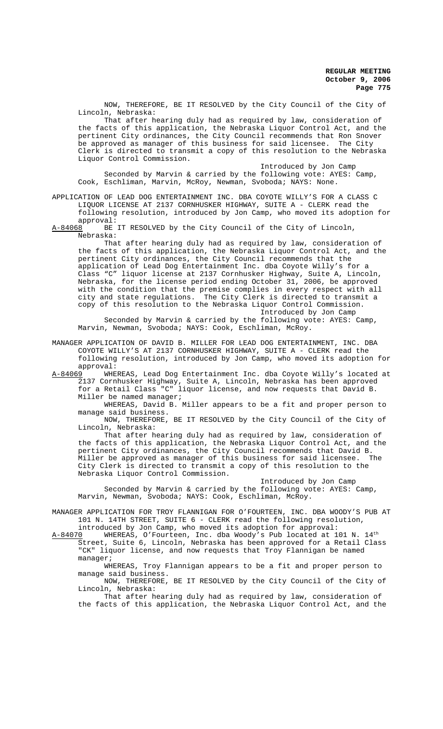NOW, THEREFORE, BE IT RESOLVED by the City Council of the City of Lincoln, Nebraska:

That after hearing duly had as required by law, consideration of the facts of this application, the Nebraska Liquor Control Act, and the pertinent City ordinances, the City Council recommends that Ron Snover be approved as manager of this business for said licensee. The City Clerk is directed to transmit a copy of this resolution to the Nebraska Liquor Control Commission.

Introduced by Jon Camp

Seconded by Marvin & carried by the following vote: AYES: Camp, Cook, Eschliman, Marvin, McRoy, Newman, Svoboda; NAYS: None.

APPLICATION OF LEAD DOG ENTERTAINMENT INC. DBA COYOTE WILLY'S FOR A CLASS C LIQUOR LICENSE AT 2137 CORNHUSKER HIGHWAY, SUITE A - CLERK read the following resolution, introduced by Jon Camp, who moved its adoption for approval:

A-84068 BE IT RESOLVED by the City Council of the City of Lincoln, Nebraska:

That after hearing duly had as required by law, consideration of the facts of this application, the Nebraska Liquor Control Act, and the pertinent City ordinances, the City Council recommends that the application of Lead Dog Entertainment Inc. dba Coyote Willy's for a Class "C" liquor license at 2137 Cornhusker Highway, Suite A, Lincoln, Nebraska, for the license period ending October 31, 2006, be approved with the condition that the premise complies in every respect with all city and state regulations. The City Clerk is directed to transmit a copy of this resolution to the Nebraska Liquor Control Commission.

Introduced by Jon Camp

Seconded by Marvin & carried by the following vote: AYES: Camp, Marvin, Newman, Svoboda; NAYS: Cook, Eschliman, McRoy.

MANAGER APPLICATION OF DAVID B. MILLER FOR LEAD DOG ENTERTAINMENT, INC. DBA COYOTE WILLY'S AT 2137 CORNHUSKER HIGHWAY, SUITE A - CLERK read the following resolution, introduced by Jon Camp, who moved its adoption for approval:

A-84069 WHEREAS, Lead Dog Entertainment Inc. dba Coyote Willy's located at 2137 Cornhusker Highway, Suite A, Lincoln, Nebraska has been approved for a Retail Class "C" liquor license, and now requests that David B. Miller be named manager;

WHEREAS, David B. Miller appears to be a fit and proper person to manage said business.

NOW, THEREFORE, BE IT RESOLVED by the City Council of the City of Lincoln, Nebraska:

That after hearing duly had as required by law, consideration of the facts of this application, the Nebraska Liquor Control Act, and the pertinent City ordinances, the City Council recommends that David B. Miller be approved as manager of this business for said licensee. The City Clerk is directed to transmit a copy of this resolution to the Nebraska Liquor Control Commission.

Introduced by Jon Camp

Seconded by Marvin & carried by the following vote: AYES: Camp, Marvin, Newman, Svoboda; NAYS: Cook, Eschliman, McRoy.

MANAGER APPLICATION FOR TROY FLANNIGAN FOR O'FOURTEEN, INC. DBA WOODY'S PUB AT 101 N. 14TH STREET, SUITE 6 - CLERK read the following resolution, introduced by Jon Camp, who moved its adoption for approval:

A-84070 WHEREAS, O'Fourteen, Inc. dba Woody's Pub located at 101 N. 14th Street, Suite 6, Lincoln, Nebraska has been approved for a Retail Class "CK" liquor license, and now requests that Troy Flannigan be named manager;

WHEREAS, Troy Flannigan appears to be a fit and proper person to manage said business.

NOW, THEREFORE, BE IT RESOLVED by the City Council of the City of Lincoln, Nebraska:

That after hearing duly had as required by law, consideration of the facts of this application, the Nebraska Liquor Control Act, and the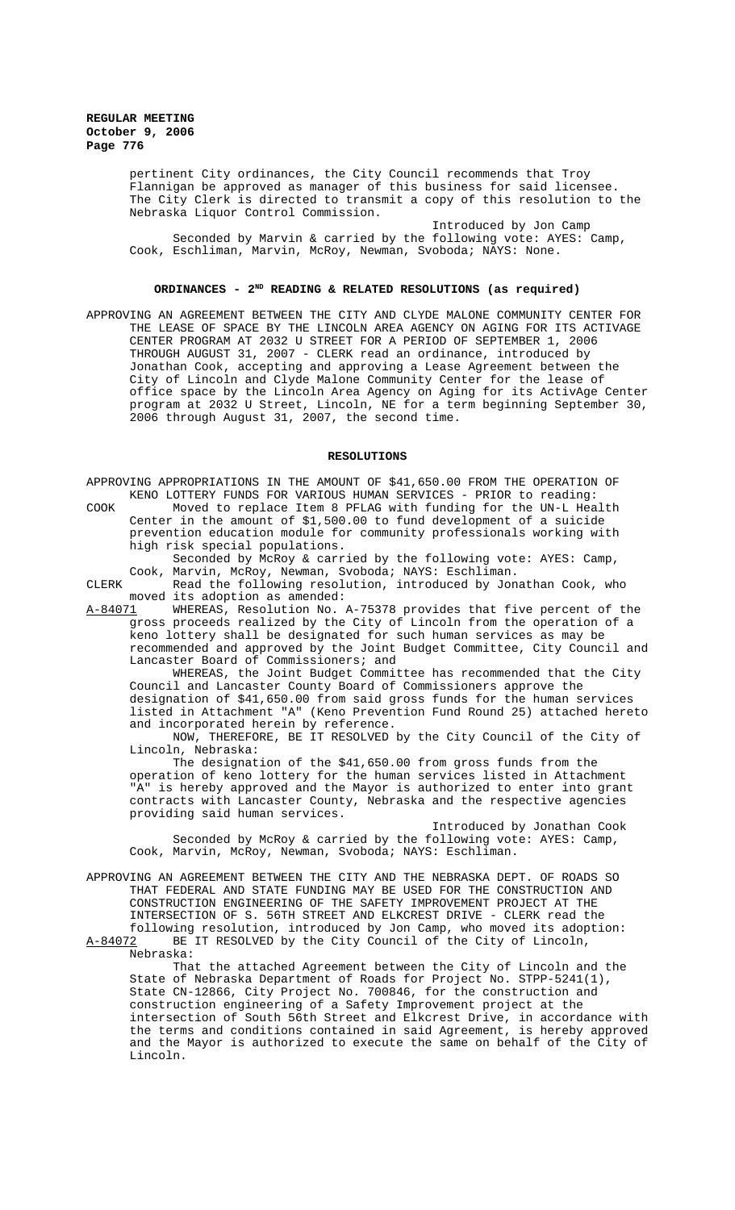pertinent City ordinances, the City Council recommends that Troy Flannigan be approved as manager of this business for said licensee. The City Clerk is directed to transmit a copy of this resolution to the Nebraska Liquor Control Commission.

Introduced by Jon Camp

Seconded by Marvin & carried by the following vote: AYES: Camp, Cook, Eschliman, Marvin, McRoy, Newman, Svoboda; NAYS: None.

## ORDINANCES - 2ND READING & RELATED RESOLUTIONS (as required)

APPROVING AN AGREEMENT BETWEEN THE CITY AND CLYDE MALONE COMMUNITY CENTER FOR THE LEASE OF SPACE BY THE LINCOLN AREA AGENCY ON AGING FOR ITS ACTIVAGE CENTER PROGRAM AT 2032 U STREET FOR A PERIOD OF SEPTEMBER 1, 2006 THROUGH AUGUST 31, 2007 - CLERK read an ordinance, introduced by Jonathan Cook, accepting and approving a Lease Agreement between the City of Lincoln and Clyde Malone Community Center for the lease of office space by the Lincoln Area Agency on Aging for its ActivAge Center program at 2032 U Street, Lincoln, NE for a term beginning September 30, 2006 through August 31, 2007, the second time.

## RESOLUTIONS

APPROVING APPROPRIATIONS IN THE AMOUNT OF $41,650.00 FROM THE OPERATION OF KENO LOTTERY FUNDS FOR VARIOUS HUMAN SERVICES - PRIOR to reading:

COOK Moved to replace Item 8 PFLAG with funding for the UN-L Health Center in the amount of $1,500.00 to fund development of a suicide prevention education module for community professionals working with high risk special populations.

Seconded by McRoy & carried by the following vote: AYES: Camp, Cook, Marvin, McRoy, Newman, Svoboda; NAYS: Eschliman.

CLERK Read the following resolution, introduced by Jonathan Cook, who moved its adoption as amended:

A-84071 WHEREAS, Resolution No. A-75378 provides that five percent of the gross proceeds realized by the City of Lincoln from the operation of a keno lottery shall be designated for such human services as may be recommended and approved by the Joint Budget Committee, City Council and Lancaster Board of Commissioners; and

WHEREAS, the Joint Budget Committee has recommended that the City Council and Lancaster County Board of Commissioners approve the designation of $41,650.00 from said gross funds for the human services listed in Attachment "A" (Keno Prevention Fund Round 25) attached hereto and incorporated herein by reference.

NOW, THEREFORE, BE IT RESOLVED by the City Council of the City of Lincoln, Nebraska:

The designation of the $41,650.00 from gross funds from the operation of keno lottery for the human services listed in Attachment "A" is hereby approved and the Mayor is authorized to enter into grant contracts with Lancaster County, Nebraska and the respective agencies providing said human services.

Introduced by Jonathan Cook

Seconded by McRoy & carried by the following vote: AYES: Camp, Cook, Marvin, McRoy, Newman, Svoboda; NAYS: Eschliman.

APPROVING AN AGREEMENT BETWEEN THE CITY AND THE NEBRASKA DEPT. OF ROADS SO THAT FEDERAL AND STATE FUNDING MAY BE USED FOR THE CONSTRUCTION AND CONSTRUCTION ENGINEERING OF THE SAFETY IMPROVEMENT PROJECT AT THE INTERSECTION OF S. 56TH STREET AND ELKCREST DRIVE - CLERK read the following resolution, introduced by Jon Camp, who moved its adoption:

A-84072 BE IT RESOLVED by the City Council of the City of Lincoln, Nebraska:

That the attached Agreement between the City of Lincoln and the State of Nebraska Department of Roads for Project No. STPP-5241(1), State CN-12866, City Project No. 700846, for the construction and construction engineering of a Safety Improvement project at the intersection of South 56th Street and Elkcrest Drive, in accordance with the terms and conditions contained in said Agreement, is hereby approved and the Mayor is authorized to execute the same on behalf of the City of Lincoln.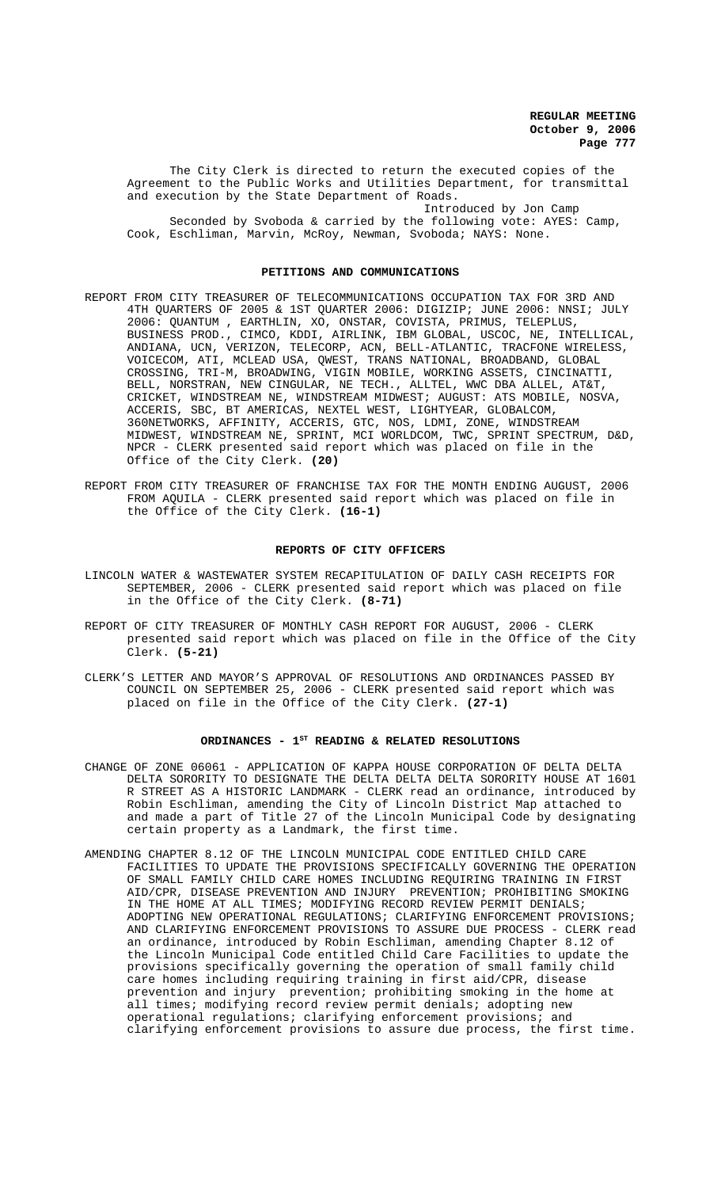The City Clerk is directed to return the executed copies of the Agreement to the Public Works and Utilities Department, for transmittal and execution by the State Department of Roads.

Introduced by Jon Camp

Seconded by Svoboda & carried by the following vote: AYES: Camp, Cook, Eschliman, Marvin, McRoy, Newman, Svoboda; NAYS: None.

## PETITIONS AND COMMUNICATIONS

REPORT FROM CITY TREASURER OF TELECOMMUNICATIONS OCCUPATION TAX FOR 3RD AND 4TH QUARTERS OF 2005 & 1ST QUARTER 2006: DIGIZIP; JUNE 2006: NNSI; JULY 2006: QUANTUM , EARTHLIN, XO, ONSTAR, COVISTA, PRIMUS, TELEPLUS, BUSINESS PROD., CIMCO, KDDI, AIRLINK, IBM GLOBAL, USCOC, NE, INTELLICAL, ANDIANA, UCN, VERIZON, TELECORP, ACN, BELL-ATLANTIC, TRACFONE WIRELESS, VOICECOM, ATI, MCLEAD USA, QWEST, TRANS NATIONAL, BROADBAND, GLOBAL CROSSING, TRI-M, BROADWING, VIGIN MOBILE, WORKING ASSETS, CINCINATTI, BELL, NORSTRAN, NEW CINGULAR, NE TECH., ALLTEL, WWC DBA ALLEL, AT&T, CRICKET, WINDSTREAM NE, WINDSTREAM MIDWEST; AUGUST: ATS MOBILE, NOSVA, ACCERIS, SBC, BT AMERICAS, NEXTEL WEST, LIGHTYEAR, GLOBALCOM, 360NETWORKS, AFFINITY, ACCERIS, GTC, NOS, LDMI, ZONE, WINDSTREAM MIDWEST, WINDSTREAM NE, SPRINT, MCI WORLDCOM, TWC, SPRINT SPECTRUM, D&D, NPCR - CLERK presented said report which was placed on file in the Office of the City Clerk. **(20)**

REPORT FROM CITY TREASURER OF FRANCHISE TAX FOR THE MONTH ENDING AUGUST, 2006 FROM AQUILA - CLERK presented said report which was placed on file in the Office of the City Clerk. **(16-1)**

## REPORTS OF CITY OFFICERS

LINCOLN WATER & WASTEWATER SYSTEM RECAPITULATION OF DAILY CASH RECEIPTS FOR SEPTEMBER, 2006 - CLERK presented said report which was placed on file in the Office of the City Clerk. **(8-71)**

REPORT OF CITY TREASURER OF MONTHLY CASH REPORT FOR AUGUST, 2006 - CLERK presented said report which was placed on file in the Office of the City Clerk. **(5-21)**

CLERK'S LETTER AND MAYOR'S APPROVAL OF RESOLUTIONS AND ORDINANCES PASSED BY COUNCIL ON SEPTEMBER 25, 2006 - CLERK presented said report which was placed on file in the Office of the City Clerk. **(27-1)**

## ORDINANCES - 1ST READING & RELATED RESOLUTIONS

CHANGE OF ZONE 06061 - APPLICATION OF KAPPA HOUSE CORPORATION OF DELTA DELTA DELTA SORORITY TO DESIGNATE THE DELTA DELTA DELTA SORORITY HOUSE AT 1601 R STREET AS A HISTORIC LANDMARK - CLERK read an ordinance, introduced by Robin Eschliman, amending the City of Lincoln District Map attached to and made a part of Title 27 of the Lincoln Municipal Code by designating certain property as a Landmark, the first time.

AMENDING CHAPTER 8.12 OF THE LINCOLN MUNICIPAL CODE ENTITLED CHILD CARE FACILITIES TO UPDATE THE PROVISIONS SPECIFICALLY GOVERNING THE OPERATION OF SMALL FAMILY CHILD CARE HOMES INCLUDING REQUIRING TRAINING IN FIRST AID/CPR, DISEASE PREVENTION AND INJURY PREVENTION; PROHIBITING SMOKING IN THE HOME AT ALL TIMES; MODIFYING RECORD REVIEW PERMIT DENIALS; ADOPTING NEW OPERATIONAL REGULATIONS; CLARIFYING ENFORCEMENT PROVISIONS; AND CLARIFYING ENFORCEMENT PROVISIONS TO ASSURE DUE PROCESS - CLERK read an ordinance, introduced by Robin Eschliman, amending Chapter 8.12 of the Lincoln Municipal Code entitled Child Care Facilities to update the provisions specifically governing the operation of small family child care homes including requiring training in first aid/CPR, disease prevention and injury prevention; prohibiting smoking in the home at all times; modifying record review permit denials; adopting new operational regulations; clarifying enforcement provisions; and clarifying enforcement provisions to assure due process, the first time.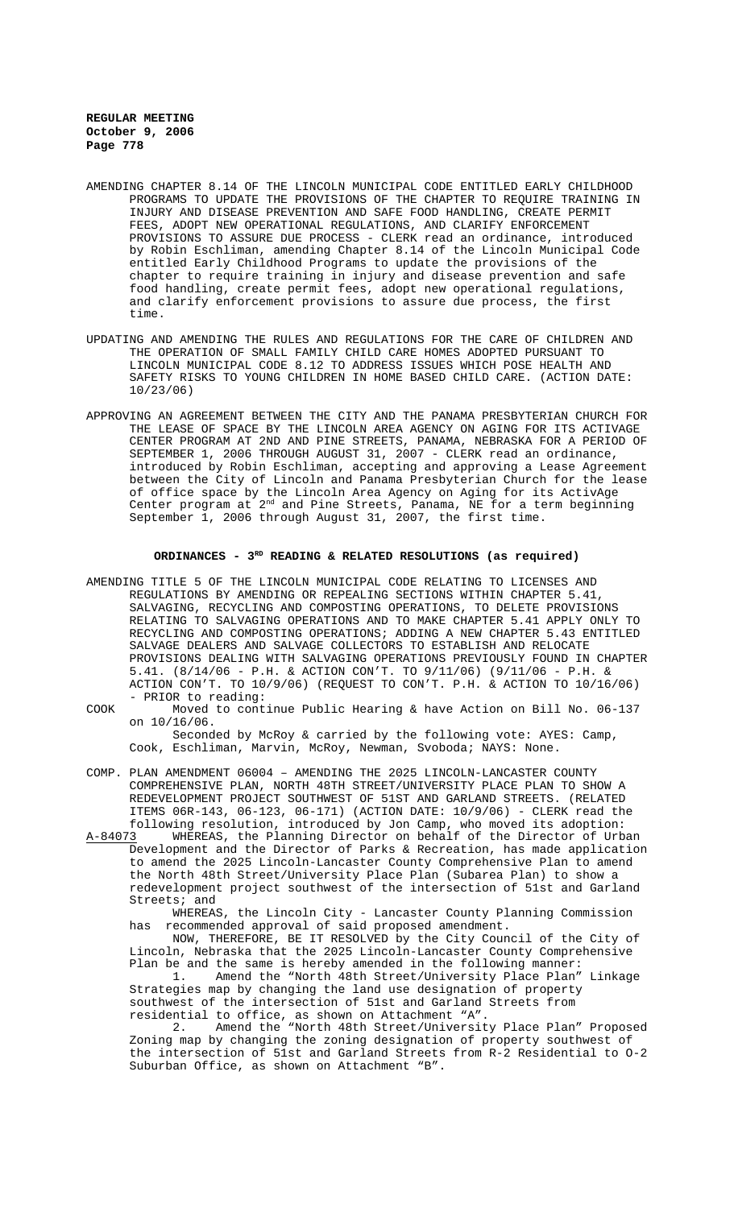AMENDING CHAPTER 8.14 OF THE LINCOLN MUNICIPAL CODE ENTITLED EARLY CHILDHOOD PROGRAMS TO UPDATE THE PROVISIONS OF THE CHAPTER TO REQUIRE TRAINING IN INJURY AND DISEASE PREVENTION AND SAFE FOOD HANDLING, CREATE PERMIT FEES, ADOPT NEW OPERATIONAL REGULATIONS, AND CLARIFY ENFORCEMENT PROVISIONS TO ASSURE DUE PROCESS - CLERK read an ordinance, introduced by Robin Eschliman, amending Chapter 8.14 of the Lincoln Municipal Code entitled Early Childhood Programs to update the provisions of the chapter to require training in injury and disease prevention and safe food handling, create permit fees, adopt new operational regulations, and clarify enforcement provisions to assure due process, the first time.

UPDATING AND AMENDING THE RULES AND REGULATIONS FOR THE CARE OF CHILDREN AND THE OPERATION OF SMALL FAMILY CHILD CARE HOMES ADOPTED PURSUANT TO LINCOLN MUNICIPAL CODE 8.12 TO ADDRESS ISSUES WHICH POSE HEALTH AND SAFETY RISKS TO YOUNG CHILDREN IN HOME BASED CHILD CARE. (ACTION DATE: 10/23/06)

APPROVING AN AGREEMENT BETWEEN THE CITY AND THE PANAMA PRESBYTERIAN CHURCH FOR THE LEASE OF SPACE BY THE LINCOLN AREA AGENCY ON AGING FOR ITS ACTIVAGE CENTER PROGRAM AT 2ND AND PINE STREETS, PANAMA, NEBRASKA FOR A PERIOD OF SEPTEMBER 1, 2006 THROUGH AUGUST 31, 2007 - CLERK read an ordinance, introduced by Robin Eschliman, accepting and approving a Lease Agreement between the City of Lincoln and Panama Presbyterian Church for the lease of office space by the Lincoln Area Agency on Aging for its ActivAge Center program at 2nd and Pine Streets, Panama, NE for a term beginning September 1, 2006 through August 31, 2007, the first time.

## ORDINANCES - 3RD READING & RELATED RESOLUTIONS (as required)

AMENDING TITLE 5 OF THE LINCOLN MUNICIPAL CODE RELATING TO LICENSES AND REGULATIONS BY AMENDING OR REPEALING SECTIONS WITHIN CHAPTER 5.41, SALVAGING, RECYCLING AND COMPOSTING OPERATIONS, TO DELETE PROVISIONS RELATING TO SALVAGING OPERATIONS AND TO MAKE CHAPTER 5.41 APPLY ONLY TO RECYCLING AND COMPOSTING OPERATIONS; ADDING A NEW CHAPTER 5.43 ENTITLED SALVAGE DEALERS AND SALVAGE COLLECTORS TO ESTABLISH AND RELOCATE PROVISIONS DEALING WITH SALVAGING OPERATIONS PREVIOUSLY FOUND IN CHAPTER 5.41. (8/14/06 - P.H. & ACTION CON'T. TO 9/11/06) (9/11/06 - P.H. & ACTION CON'T. TO 10/9/06) (REQUEST TO CON'T. P.H. & ACTION TO 10/16/06) - PRIOR to reading:

COOK Moved to continue Public Hearing & have Action on Bill No. 06-137 on 10/16/06.

Seconded by McRoy & carried by the following vote: AYES: Camp, Cook, Eschliman, Marvin, McRoy, Newman, Svoboda; NAYS: None.

COMP. PLAN AMENDMENT 06004 – AMENDING THE 2025 LINCOLN-LANCASTER COUNTY COMPREHENSIVE PLAN, NORTH 48TH STREET/UNIVERSITY PLACE PLAN TO SHOW A REDEVELOPMENT PROJECT SOUTHWEST OF 51ST AND GARLAND STREETS. (RELATED ITEMS 06R-143, 06-123, 06-171) (ACTION DATE: 10/9/06) - CLERK read the following resolution, introduced by Jon Camp, who moved its adoption:

A-84073 WHEREAS, the Planning Director on behalf of the Director of Urban Development and the Director of Parks & Recreation, has made application to amend the 2025 Lincoln-Lancaster County Comprehensive Plan to amend the North 48th Street/University Place Plan (Subarea Plan) to show a redevelopment project southwest of the intersection of 51st and Garland Streets; and

WHEREAS, the Lincoln City - Lancaster County Planning Commission has recommended approval of said proposed amendment.

NOW, THEREFORE, BE IT RESOLVED by the City Council of the City of Lincoln, Nebraska that the 2025 Lincoln-Lancaster County Comprehensive Plan be and the same is hereby amended in the following manner:

1. Amend the "North 48th Street/University Place Plan" Linkage Strategies map by changing the land use designation of property southwest of the intersection of 51st and Garland Streets from residential to office, as shown on Attachment "A".

2. Amend the "North 48th Street/University Place Plan" Proposed Zoning map by changing the zoning designation of property southwest of the intersection of 51st and Garland Streets from R-2 Residential to O-2 Suburban Office, as shown on Attachment "B".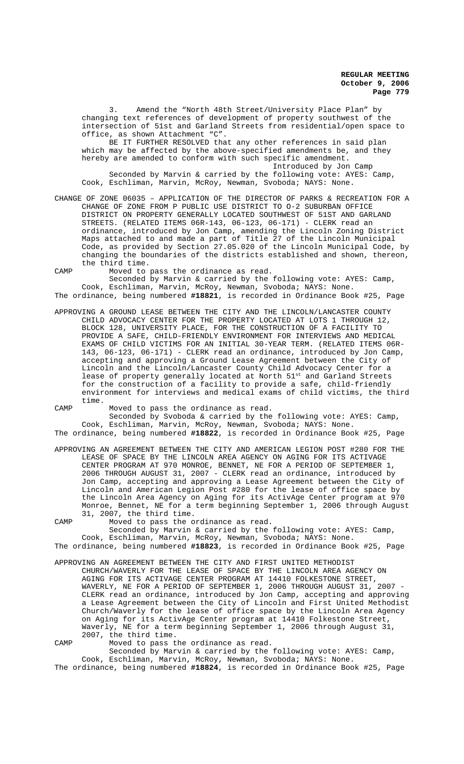3. Amend the "North 48th Street/University Place Plan" by changing text references of development of property southwest of the intersection of 51st and Garland Streets from residential/open space to office, as shown Attachment "C".

BE IT FURTHER RESOLVED that any other references in said plan which may be affected by the above-specified amendments be, and they hereby are amended to conform with such specific amendment.

Introduced by Jon Camp

Seconded by Marvin & carried by the following vote: AYES: Camp, Cook, Eschliman, Marvin, McRoy, Newman, Svoboda; NAYS: None.

CHANGE OF ZONE 06035 – APPLICATION OF THE DIRECTOR OF PARKS & RECREATION FOR A CHANGE OF ZONE FROM P PUBLIC USE DISTRICT TO O-2 SUBURBAN OFFICE DISTRICT ON PROPERTY GENERALLY LOCATED SOUTHWEST OF 51ST AND GARLAND STREETS. (RELATED ITEMS 06R-143, 06-123, 06-171) - CLERK read an ordinance, introduced by Jon Camp, amending the Lincoln Zoning District Maps attached to and made a part of Title 27 of the Lincoln Municipal Code, as provided by Section 27.05.020 of the Lincoln Municipal Code, by changing the boundaries of the districts established and shown, thereon, the third time.

CAMP Moved to pass the ordinance as read.

Seconded by Marvin & carried by the following vote: AYES: Camp, Cook, Eschliman, Marvin, McRoy, Newman, Svoboda; NAYS: None.

The ordinance, being numbered **#18821**, is recorded in Ordinance Book #25, Page

APPROVING A GROUND LEASE BETWEEN THE CITY AND THE LINCOLN/LANCASTER COUNTY CHILD ADVOCACY CENTER FOR THE PROPERTY LOCATED AT LOTS 1 THROUGH 12, BLOCK 128, UNIVERSITY PLACE, FOR THE CONSTRUCTION OF A FACILITY TO PROVIDE A SAFE, CHILD-FRIENDLY ENVIRONMENT FOR INTERVIEWS AND MEDICAL EXAMS OF CHILD VICTIMS FOR AN INITIAL 30-YEAR TERM. (RELATED ITEMS 06R-143, 06-123, 06-171) - CLERK read an ordinance, introduced by Jon Camp, accepting and approving a Ground Lease Agreement between the City of Lincoln and the Lincoln/Lancaster County Child Advocacy Center for a lease of property generally located at North 51st and Garland Streets for the construction of a facility to provide a safe, child-friendly environment for interviews and medical exams of child victims, the third time.

CAMP Moved to pass the ordinance as read.

Seconded by Svoboda & carried by the following vote: AYES: Camp, Cook, Eschliman, Marvin, McRoy, Newman, Svoboda; NAYS: None.

The ordinance, being numbered **#18822**, is recorded in Ordinance Book #25, Page

APPROVING AN AGREEMENT BETWEEN THE CITY AND AMERICAN LEGION POST #280 FOR THE LEASE OF SPACE BY THE LINCOLN AREA AGENCY ON AGING FOR ITS ACTIVAGE CENTER PROGRAM AT 970 MONROE, BENNET, NE FOR A PERIOD OF SEPTEMBER 1, 2006 THROUGH AUGUST 31, 2007 - CLERK read an ordinance, introduced by Jon Camp, accepting and approving a Lease Agreement between the City of Lincoln and American Legion Post #280 for the lease of office space by the Lincoln Area Agency on Aging for its ActivAge Center program at 970 Monroe, Bennet, NE for a term beginning September 1, 2006 through August 31, 2007, the third time.

CAMP Moved to pass the ordinance as read.

Seconded by Marvin & carried by the following vote: AYES: Camp, Cook, Eschliman, Marvin, McRoy, Newman, Svoboda; NAYS: None.

The ordinance, being numbered **#18823**, is recorded in Ordinance Book #25, Page

APPROVING AN AGREEMENT BETWEEN THE CITY AND FIRST UNITED METHODIST CHURCH/WAVERLY FOR THE LEASE OF SPACE BY THE LINCOLN AREA AGENCY ON AGING FOR ITS ACTIVAGE CENTER PROGRAM AT 14410 FOLKESTONE STREET, WAVERLY, NE FOR A PERIOD OF SEPTEMBER 1, 2006 THROUGH AUGUST 31, 2007 - CLERK read an ordinance, introduced by Jon Camp, accepting and approving a Lease Agreement between the City of Lincoln and First United Methodist Church/Waverly for the lease of office space by the Lincoln Area Agency on Aging for its ActivAge Center program at 14410 Folkestone Street, Waverly, NE for a term beginning September 1, 2006 through August 31, 2007, the third time.

CAMP Moved to pass the ordinance as read.

Seconded by Marvin & carried by the following vote: AYES: Camp, Cook, Eschliman, Marvin, McRoy, Newman, Svoboda; NAYS: None.

The ordinance, being numbered **#18824**, is recorded in Ordinance Book #25, Page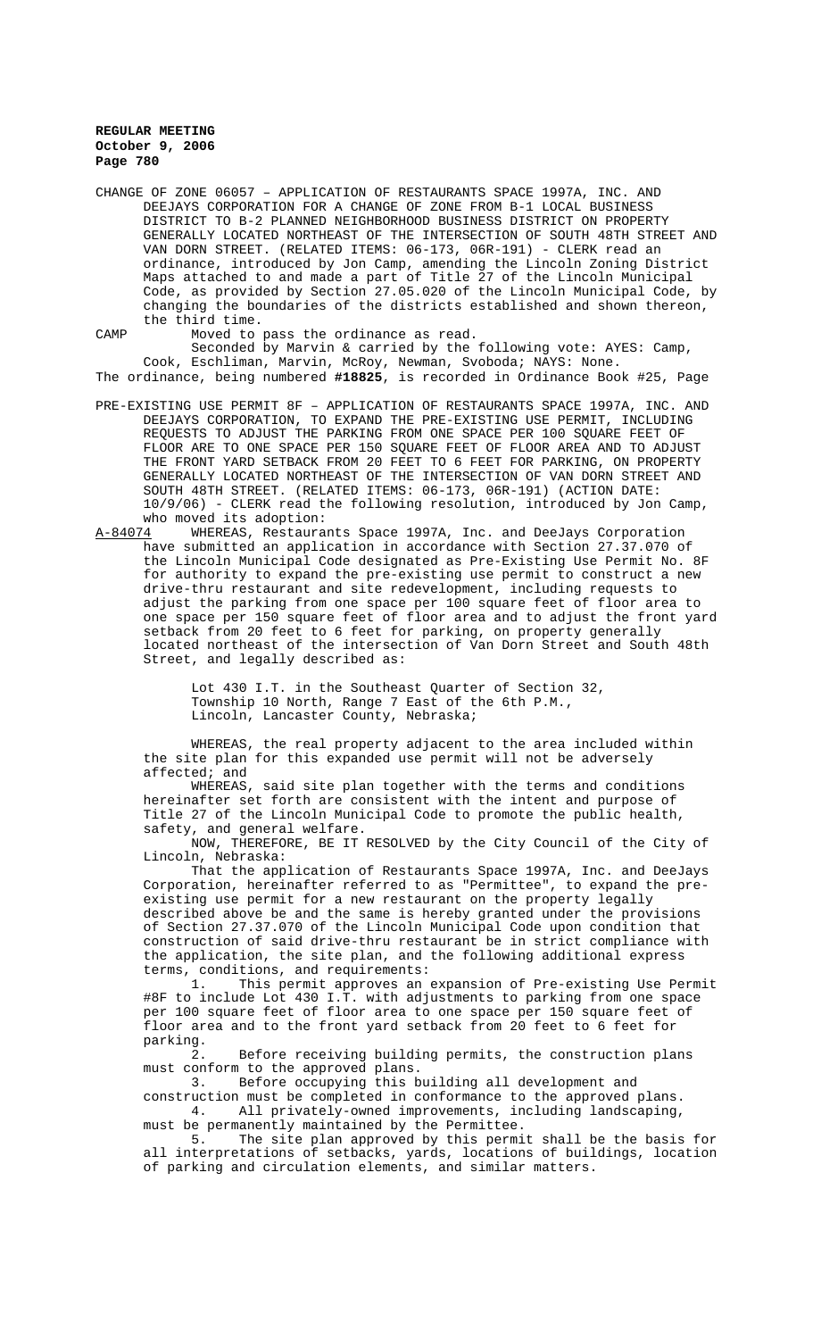CHANGE OF ZONE 06057 – APPLICATION OF RESTAURANTS SPACE 1997A, INC. AND DEEJAYS CORPORATION FOR A CHANGE OF ZONE FROM B-1 LOCAL BUSINESS DISTRICT TO B-2 PLANNED NEIGHBORHOOD BUSINESS DISTRICT ON PROPERTY GENERALLY LOCATED NORTHEAST OF THE INTERSECTION OF SOUTH 48TH STREET AND VAN DORN STREET. (RELATED ITEMS: 06-173, 06R-191) - CLERK read an ordinance, introduced by Jon Camp, amending the Lincoln Zoning District Maps attached to and made a part of Title 27 of the Lincoln Municipal Code, as provided by Section 27.05.020 of the Lincoln Municipal Code, by changing the boundaries of the districts established and shown thereon, the third time.

CAMP Moved to pass the ordinance as read.

Seconded by Marvin & carried by the following vote: AYES: Camp, Cook, Eschliman, Marvin, McRoy, Newman, Svoboda; NAYS: None.

The ordinance, being numbered **#18825**, is recorded in Ordinance Book #25, Page

PRE-EXISTING USE PERMIT 8F – APPLICATION OF RESTAURANTS SPACE 1997A, INC. AND DEEJAYS CORPORATION, TO EXPAND THE PRE-EXISTING USE PERMIT, INCLUDING REQUESTS TO ADJUST THE PARKING FROM ONE SPACE PER 100 SQUARE FEET OF FLOOR ARE TO ONE SPACE PER 150 SQUARE FEET OF FLOOR AREA AND TO ADJUST THE FRONT YARD SETBACK FROM 20 FEET TO 6 FEET FOR PARKING, ON PROPERTY GENERALLY LOCATED NORTHEAST OF THE INTERSECTION OF VAN DORN STREET AND SOUTH 48TH STREET. (RELATED ITEMS: 06-173, 06R-191) (ACTION DATE: 10/9/06) - CLERK read the following resolution, introduced by Jon Camp, who moved its adoption:

A-84074 WHEREAS, Restaurants Space 1997A, Inc. and DeeJays Corporation have submitted an application in accordance with Section 27.37.070 of the Lincoln Municipal Code designated as Pre-Existing Use Permit No. 8F for authority to expand the pre-existing use permit to construct a new drive-thru restaurant and site redevelopment, including requests to adjust the parking from one space per 100 square feet of floor area to one space per 150 square feet of floor area and to adjust the front yard setback from 20 feet to 6 feet for parking, on property generally located northeast of the intersection of Van Dorn Street and South 48th Street, and legally described as:

> Lot 430 I.T. in the Southeast Quarter of Section 32, Township 10 North, Range 7 East of the 6th P.M., Lincoln, Lancaster County, Nebraska;

WHEREAS, the real property adjacent to the area included within the site plan for this expanded use permit will not be adversely affected; and

WHEREAS, said site plan together with the terms and conditions hereinafter set forth are consistent with the intent and purpose of Title 27 of the Lincoln Municipal Code to promote the public health, safety, and general welfare.

NOW, THEREFORE, BE IT RESOLVED by the City Council of the City of Lincoln, Nebraska:

That the application of Restaurants Space 1997A, Inc. and DeeJays Corporation, hereinafter referred to as "Permittee", to expand the pre-existing use permit for a new restaurant on the property legally described above be and the same is hereby granted under the provisions of Section 27.37.070 of the Lincoln Municipal Code upon condition that construction of said drive-thru restaurant be in strict compliance with the application, the site plan, and the following additional express terms, conditions, and requirements:

1. This permit approves an expansion of Pre-existing Use Permit #8F to include Lot 430 I.T. with adjustments to parking from one space per 100 square feet of floor area to one space per 150 square feet of floor area and to the front yard setback from 20 feet to 6 feet for parking.
2. Before receiving building permits, the construction plans must conform to the approved plans.
3. Before occupying this building all development and construction must be completed in conformance to the approved plans.
4. All privately-owned improvements, including landscaping, must be permanently maintained by the Permittee.
5. The site plan approved by this permit shall be the basis for all interpretations of setbacks, yards, locations of buildings, location of parking and circulation elements, and similar matters.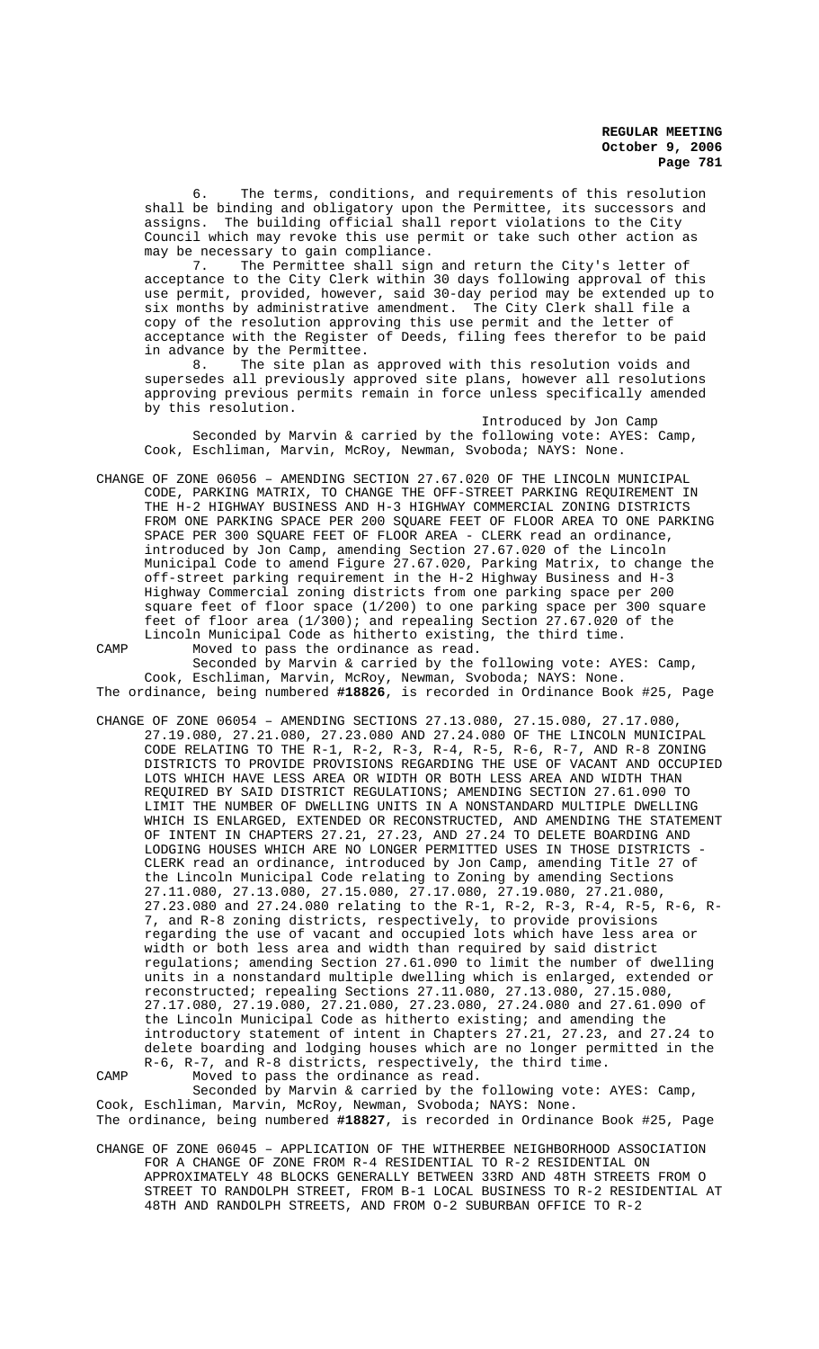6. The terms, conditions, and requirements of this resolution shall be binding and obligatory upon the Permittee, its successors and assigns. The building official shall report violations to the City Council which may revoke this use permit or take such other action as may be necessary to gain compliance.

7. The Permittee shall sign and return the City's letter of acceptance to the City Clerk within 30 days following approval of this use permit, provided, however, said 30-day period may be extended up to six months by administrative amendment. The City Clerk shall file a copy of the resolution approving this use permit and the letter of acceptance with the Register of Deeds, filing fees therefor to be paid in advance by the Permittee.

8. The site plan as approved with this resolution voids and supersedes all previously approved site plans, however all resolutions approving previous permits remain in force unless specifically amended by this resolution.

Introduced by Jon Camp

Seconded by Marvin & carried by the following vote: AYES: Camp, Cook, Eschliman, Marvin, McRoy, Newman, Svoboda; NAYS: None.

CHANGE OF ZONE 06056 – AMENDING SECTION 27.67.020 OF THE LINCOLN MUNICIPAL CODE, PARKING MATRIX, TO CHANGE THE OFF-STREET PARKING REQUIREMENT IN THE H-2 HIGHWAY BUSINESS AND H-3 HIGHWAY COMMERCIAL ZONING DISTRICTS FROM ONE PARKING SPACE PER 200 SQUARE FEET OF FLOOR AREA TO ONE PARKING SPACE PER 300 SQUARE FEET OF FLOOR AREA - CLERK read an ordinance, introduced by Jon Camp, amending Section 27.67.020 of the Lincoln Municipal Code to amend Figure 27.67.020, Parking Matrix, to change the off-street parking requirement in the H-2 Highway Business and H-3 Highway Commercial zoning districts from one parking space per 200 square feet of floor space (1/200) to one parking space per 300 square feet of floor area (1/300); and repealing Section 27.67.020 of the Lincoln Municipal Code as hitherto existing, the third time.

CAMP Moved to pass the ordinance as read.

Seconded by Marvin & carried by the following vote: AYES: Camp, Cook, Eschliman, Marvin, McRoy, Newman, Svoboda; NAYS: None.

The ordinance, being numbered **#18826**, is recorded in Ordinance Book #25, Page

CHANGE OF ZONE 06054 – AMENDING SECTIONS 27.13.080, 27.15.080, 27.17.080, 27.19.080, 27.21.080, 27.23.080 AND 27.24.080 OF THE LINCOLN MUNICIPAL CODE RELATING TO THE R-1, R-2, R-3, R-4, R-5, R-6, R-7, AND R-8 ZONING DISTRICTS TO PROVIDE PROVISIONS REGARDING THE USE OF VACANT AND OCCUPIED LOTS WHICH HAVE LESS AREA OR WIDTH OR BOTH LESS AREA AND WIDTH THAN REQUIRED BY SAID DISTRICT REGULATIONS; AMENDING SECTION 27.61.090 TO LIMIT THE NUMBER OF DWELLING UNITS IN A NONSTANDARD MULTIPLE DWELLING WHICH IS ENLARGED, EXTENDED OR RECONSTRUCTED, AND AMENDING THE STATEMENT OF INTENT IN CHAPTERS 27.21, 27.23, AND 27.24 TO DELETE BOARDING AND LODGING HOUSES WHICH ARE NO LONGER PERMITTED USES IN THOSE DISTRICTS - CLERK read an ordinance, introduced by Jon Camp, amending Title 27 of the Lincoln Municipal Code relating to Zoning by amending Sections 27.11.080, 27.13.080, 27.15.080, 27.17.080, 27.19.080, 27.21.080, 27.23.080 and 27.24.080 relating to the R-1, R-2, R-3, R-4, R-5, R-6, R-7, and R-8 zoning districts, respectively, to provide provisions regarding the use of vacant and occupied lots which have less area or width or both less area and width than required by said district regulations; amending Section 27.61.090 to limit the number of dwelling units in a nonstandard multiple dwelling which is enlarged, extended or reconstructed; repealing Sections 27.11.080, 27.13.080, 27.15.080, 27.17.080, 27.19.080, 27.21.080, 27.23.080, 27.24.080 and 27.61.090 of the Lincoln Municipal Code as hitherto existing; and amending the introductory statement of intent in Chapters 27.21, 27.23, and 27.24 to delete boarding and lodging houses which are no longer permitted in the R-6, R-7, and R-8 districts, respectively, the third time.

CAMP Moved to pass the ordinance as read.

Seconded by Marvin & carried by the following vote: AYES: Camp, Cook, Eschliman, Marvin, McRoy, Newman, Svoboda; NAYS: None.

The ordinance, being numbered **#18827**, is recorded in Ordinance Book #25, Page

CHANGE OF ZONE 06045 – APPLICATION OF THE WITHERBEE NEIGHBORHOOD ASSOCIATION FOR A CHANGE OF ZONE FROM R-4 RESIDENTIAL TO R-2 RESIDENTIAL ON APPROXIMATELY 48 BLOCKS GENERALLY BETWEEN 33RD AND 48TH STREETS FROM O STREET TO RANDOLPH STREET, FROM B-1 LOCAL BUSINESS TO R-2 RESIDENTIAL AT 48TH AND RANDOLPH STREETS, AND FROM O-2 SUBURBAN OFFICE TO R-2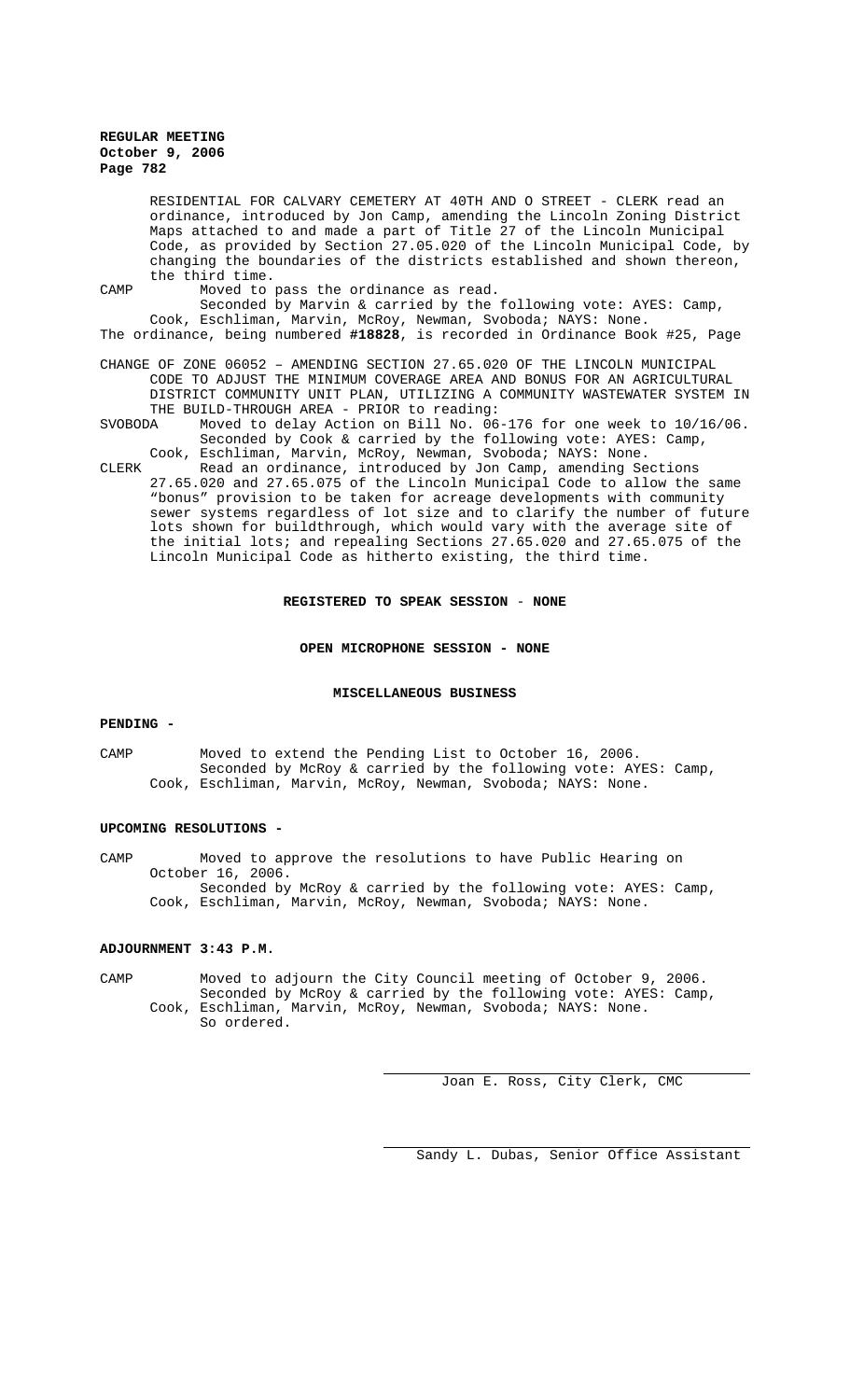RESIDENTIAL FOR CALVARY CEMETERY AT 40TH AND O STREET - CLERK read an ordinance, introduced by Jon Camp, amending the Lincoln Zoning District Maps attached to and made a part of Title 27 of the Lincoln Municipal Code, as provided by Section 27.05.020 of the Lincoln Municipal Code, by changing the boundaries of the districts established and shown thereon, the third time.

CAMP Moved to pass the ordinance as read.
Seconded by Marvin & carried by the following vote: AYES: Camp, Cook, Eschliman, Marvin, McRoy, Newman, Svoboda; NAYS: None.

The ordinance, being numbered **#18828**, is recorded in Ordinance Book #25, Page

CHANGE OF ZONE 06052 – AMENDING SECTION 27.65.020 OF THE LINCOLN MUNICIPAL CODE TO ADJUST THE MINIMUM COVERAGE AREA AND BONUS FOR AN AGRICULTURAL DISTRICT COMMUNITY UNIT PLAN, UTILIZING A COMMUNITY WASTEWATER SYSTEM IN THE BUILD-THROUGH AREA - PRIOR to reading:

SVOBODA Moved to delay Action on Bill No. 06-176 for one week to 10/16/06.
Seconded by Cook & carried by the following vote: AYES: Camp, Cook, Eschliman, Marvin, McRoy, Newman, Svoboda; NAYS: None.

CLERK Read an ordinance, introduced by Jon Camp, amending Sections 27.65.020 and 27.65.075 of the Lincoln Municipal Code to allow the same "bonus" provision to be taken for acreage developments with community sewer systems regardless of lot size and to clarify the number of future lots shown for buildthrough, which would vary with the average site of the initial lots; and repealing Sections 27.65.020 and 27.65.075 of the Lincoln Municipal Code as hitherto existing, the third time.

**REGISTERED TO SPEAK SESSION - NONE**

**OPEN MICROPHONE SESSION - NONE**

**MISCELLANEOUS BUSINESS**

**PENDING -**

CAMP Moved to extend the Pending List to October 16, 2006.
Seconded by McRoy & carried by the following vote: AYES: Camp, Cook, Eschliman, Marvin, McRoy, Newman, Svoboda; NAYS: None.

**UPCOMING RESOLUTIONS -**

CAMP Moved to approve the resolutions to have Public Hearing on October 16, 2006.
Seconded by McRoy & carried by the following vote: AYES: Camp, Cook, Eschliman, Marvin, McRoy, Newman, Svoboda; NAYS: None.

**ADJOURNMENT 3:43 P.M.**

CAMP Moved to adjourn the City Council meeting of October 9, 2006.
Seconded by McRoy & carried by the following vote: AYES: Camp, Cook, Eschliman, Marvin, McRoy, Newman, Svoboda; NAYS: None.
So ordered.

Joan E. Ross, City Clerk, CMC

Sandy L. Dubas, Senior Office Assistant